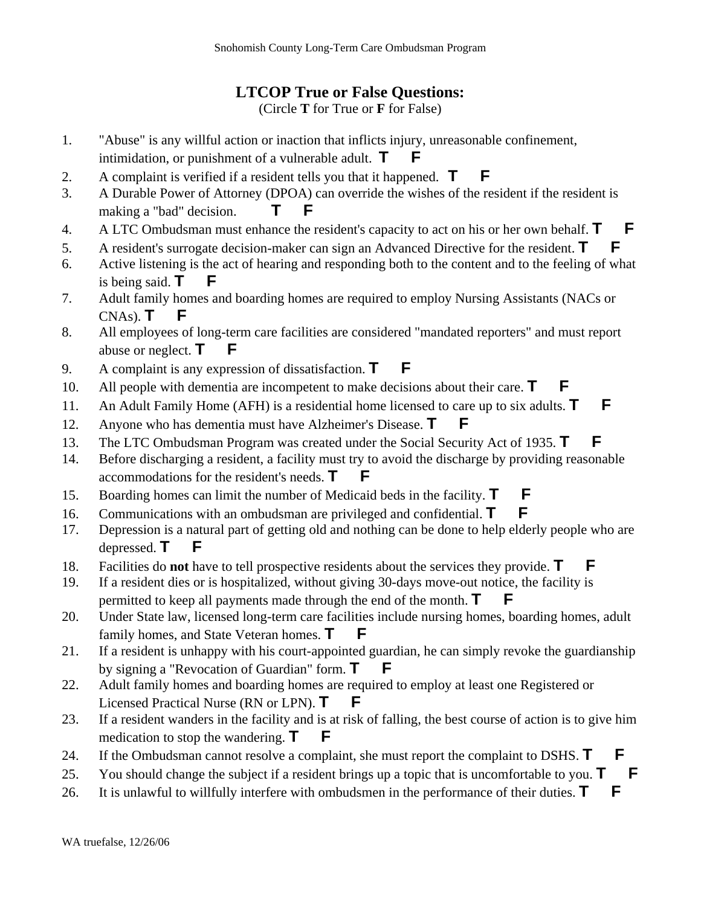# LTCOP True or False Questions:

(Circle **T** for True or **F** for False)

1. "Abuse" is any willful action or inaction that inflicts injury, unreasonable confinement, intimidation, or punishment of a vulnerable adult. **T** **F**
2. A complaint is verified if a resident tells you that it happened. **T** **F**
3. A Durable Power of Attorney (DPOA) can override the wishes of the resident if the resident is making a "bad" decision. **T** **F**
4. A LTC Ombudsman must enhance the resident's capacity to act on his or her own behalf. **T** **F**
5. A resident's surrogate decision-maker can sign an Advanced Directive for the resident. **T** **F**
6. Active listening is the act of hearing and responding both to the content and to the feeling of what is being said. **T** **F**
7. Adult family homes and boarding homes are required to employ Nursing Assistants (NACs or CNAs). **T** **F**
8. All employees of long-term care facilities are considered "mandated reporters" and must report abuse or neglect. **T** **F**
9. A complaint is any expression of dissatisfaction. **T** **F**
10. All people with dementia are incompetent to make decisions about their care. **T** **F**
11. An Adult Family Home (AFH) is a residential home licensed to care up to six adults. **T** **F**
12. Anyone who has dementia must have Alzheimer's Disease. **T** **F**
13. The LTC Ombudsman Program was created under the Social Security Act of 1935. **T** **F**
14. Before discharging a resident, a facility must try to avoid the discharge by providing reasonable accommodations for the resident's needs. **T** **F**
15. Boarding homes can limit the number of Medicaid beds in the facility. **T** **F**
16. Communications with an ombudsman are privileged and confidential. **T** **F**
17. Depression is a natural part of getting old and nothing can be done to help elderly people who are depressed. **T** **F**
18. Facilities do **not** have to tell prospective residents about the services they provide. **T** **F**
19. If a resident dies or is hospitalized, without giving 30-days move-out notice, the facility is permitted to keep all payments made through the end of the month. **T** **F**
20. Under State law, licensed long-term care facilities include nursing homes, boarding homes, adult family homes, and State Veteran homes. **T** **F**
21. If a resident is unhappy with his court-appointed guardian, he can simply revoke the guardianship by signing a "Revocation of Guardian" form. **T** **F**
22. Adult family homes and boarding homes are required to employ at least one Registered or Licensed Practical Nurse (RN or LPN). **T** **F**
23. If a resident wanders in the facility and is at risk of falling, the best course of action is to give him medication to stop the wandering. **T** **F**
24. If the Ombudsman cannot resolve a complaint, she must report the complaint to DSHS. **T** **F**
25. You should change the subject if a resident brings up a topic that is uncomfortable to you. **T** **F**
26. It is unlawful to willfully interfere with ombudsmen in the performance of their duties. **T** **F**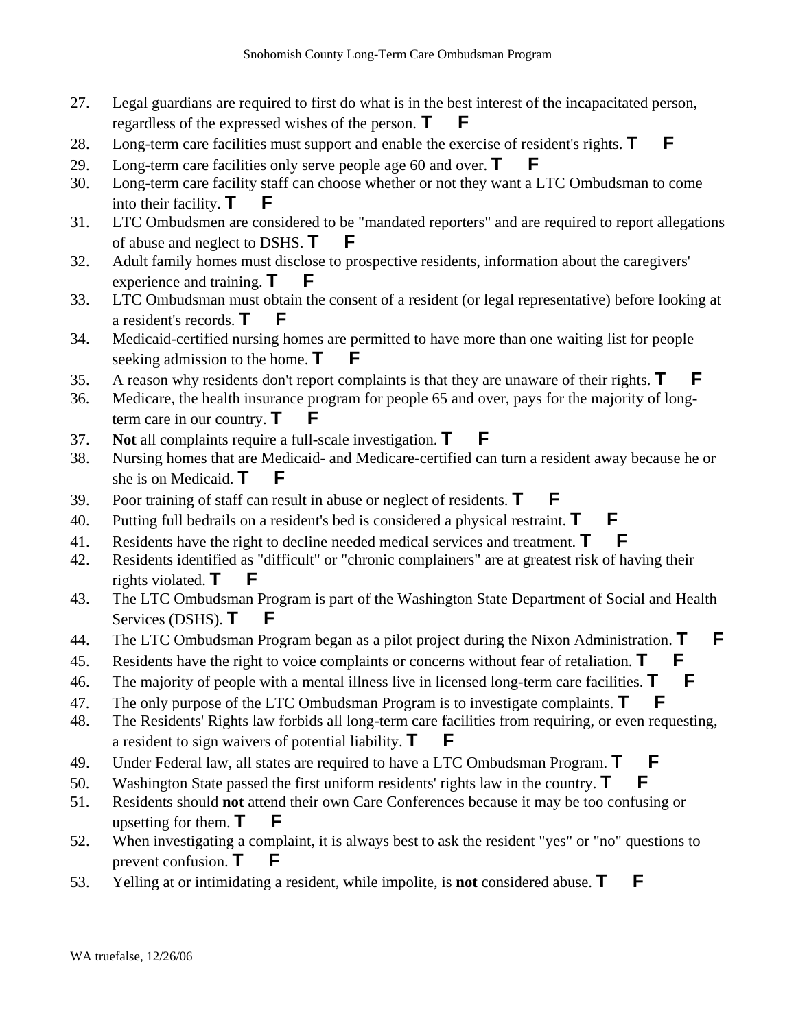27. Legal guardians are required to first do what is in the best interest of the incapacitated person, regardless of the expressed wishes of the person. **T F**
28. Long-term care facilities must support and enable the exercise of resident's rights. **T F**
29. Long-term care facilities only serve people age 60 and over. **T F**
30. Long-term care facility staff can choose whether or not they want a LTC Ombudsman to come into their facility. **T F**
31. LTC Ombudsmen are considered to be "mandated reporters" and are required to report allegations of abuse and neglect to DSHS. **T F**
32. Adult family homes must disclose to prospective residents, information about the caregivers' experience and training. **T F**
33. LTC Ombudsman must obtain the consent of a resident (or legal representative) before looking at a resident's records. **T F**
34. Medicaid-certified nursing homes are permitted to have more than one waiting list for people seeking admission to the home. **T F**
35. A reason why residents don't report complaints is that they are unaware of their rights. **T F**
36. Medicare, the health insurance program for people 65 and over, pays for the majority of long-term care in our country. **T F**
37. **Not** all complaints require a full-scale investigation. **T F**
38. Nursing homes that are Medicaid- and Medicare-certified can turn a resident away because he or she is on Medicaid. **T F**
39. Poor training of staff can result in abuse or neglect of residents. **T F**
40. Putting full bedrails on a resident's bed is considered a physical restraint. **T F**
41. Residents have the right to decline needed medical services and treatment. **T F**
42. Residents identified as "difficult" or "chronic complainers" are at greatest risk of having their rights violated. **T F**
43. The LTC Ombudsman Program is part of the Washington State Department of Social and Health Services (DSHS). **T F**
44. The LTC Ombudsman Program began as a pilot project during the Nixon Administration. **T F**
45. Residents have the right to voice complaints or concerns without fear of retaliation. **T F**
46. The majority of people with a mental illness live in licensed long-term care facilities. **T F**
47. The only purpose of the LTC Ombudsman Program is to investigate complaints. **T F**
48. The Residents' Rights law forbids all long-term care facilities from requiring, or even requesting, a resident to sign waivers of potential liability. **T F**
49. Under Federal law, all states are required to have a LTC Ombudsman Program. **T F**
50. Washington State passed the first uniform residents' rights law in the country. **T F**
51. Residents should **not** attend their own Care Conferences because it may be too confusing or upsetting for them. **T F**
52. When investigating a complaint, it is always best to ask the resident "yes" or "no" questions to prevent confusion. **T F**
53. Yelling at or intimidating a resident, while impolite, is **not** considered abuse. **T F**

WA truefalse, 12/26/06